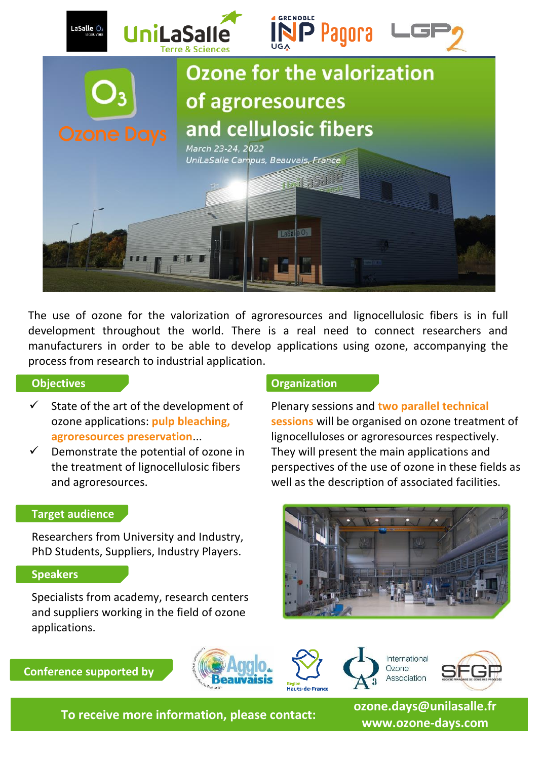# Ozone for the valorization of agroresources and cellulosic fibers

*March 23-24, 2022*
*UniLaSalle Campus, Beauvais, France*

Ozone Days

The use of ozone for the valorization of agroresources and lignocellulosic fibers is in full development throughout the world. There is a real need to connect researchers and manufacturers in order to be able to develop applications using ozone, accompanying the process from research to industrial application.

## Objectives

- ✓ State of the art of the development of ozone applications: **pulp bleaching, agroresources preservation**...
- ✓ Demonstrate the potential of ozone in the treatment of lignocellulosic fibers and agroresources.

## Organization

Plenary sessions and **two parallel technical sessions** will be organised on ozone treatment of lignocelluloses or agroresources respectively. They will present the main applications and perspectives of the use of ozone in these fields as well as the description of associated facilities.

## Target audience

Researchers from University and Industry, PhD Students, Suppliers, Industry Players.

## Speakers

Specialists from academy, research centers and suppliers working in the field of ozone applications.

**Conference supported by**

Agglo du Beauvaisis · Région Hauts-de-France · International Ozone Association · SFGP

**To receive more information, please contact:** ozone.days@unilasalle.fr www.ozone-days.com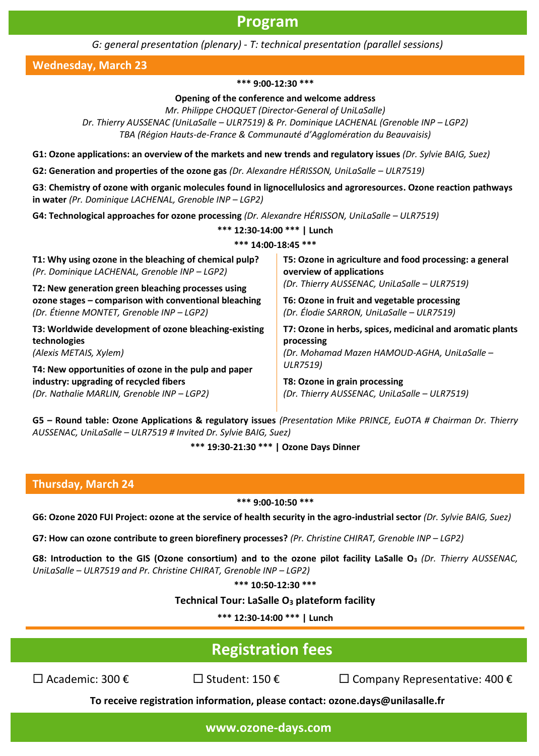# Program

*G: general presentation (plenary) - T: technical presentation (parallel sessions)*

## Wednesday, March 23

**\*\*\* 9:00-12:30 \*\*\***

**Opening of the conference and welcome address**

*Mr. Philippe CHOQUET (Director-General of UniLaSalle)*

*Dr. Thierry AUSSENAC (UniLaSalle – ULR7519) & Pr. Dominique LACHENAL (Grenoble INP – LGP2)*

*TBA (Région Hauts-de-France & Communauté d'Agglomération du Beauvaisis)*

**G1: Ozone applications: an overview of the markets and new trends and regulatory issues** *(Dr. Sylvie BAIG, Suez)*

**G2: Generation and properties of the ozone gas** *(Dr. Alexandre HÉRISSON, UniLaSalle – ULR7519)*

**G3**: **Chemistry of ozone with organic molecules found in lignocellulosics and agroresources. Ozone reaction pathways in water** *(Pr. Dominique LACHENAL, Grenoble INP – LGP2)*

**G4: Technological approaches for ozone processing** *(Dr. Alexandre HÉRISSON, UniLaSalle – ULR7519)*

**\*\*\* 12:30-14:00 \*\*\* | Lunch**

**\*\*\* 14:00-18:45 \*\*\***

**T1: Why using ozone in the bleaching of chemical pulp?**
*(Pr. Dominique LACHENAL, Grenoble INP – LGP2)*

**T2: New generation green bleaching processes using ozone stages – comparison with conventional bleaching**
*(Dr. Étienne MONTET, Grenoble INP – LGP2)*

**T3: Worldwide development of ozone bleaching-existing technologies**
*(Alexis METAIS, Xylem)*

**T4: New opportunities of ozone in the pulp and paper industry: upgrading of recycled fibers**
*(Dr. Nathalie MARLIN, Grenoble INP – LGP2)*

**T5: Ozone in agriculture and food processing: a general overview of applications**
*(Dr. Thierry AUSSENAC, UniLaSalle – ULR7519)*

**T6: Ozone in fruit and vegetable processing**
*(Dr. Élodie SARRON, UniLaSalle – ULR7519)*

**T7: Ozone in herbs, spices, medicinal and aromatic plants processing**
*(Dr. Mohamad Mazen HAMOUD-AGHA, UniLaSalle – ULR7519)*

**T8: Ozone in grain processing**
*(Dr. Thierry AUSSENAC, UniLaSalle – ULR7519)*

**G5 – Round table: Ozone Applications & regulatory issues** *(Presentation Mike PRINCE, EuOTA # Chairman Dr. Thierry AUSSENAC, UniLaSalle – ULR7519 # Invited Dr. Sylvie BAIG, Suez)*

**\*\*\* 19:30-21:30 \*\*\* | Ozone Days Dinner**

## Thursday, March 24

**\*\*\* 9:00-10:50 \*\*\***

**G6: Ozone 2020 FUI Project: ozone at the service of health security in the agro-industrial sector** *(Dr. Sylvie BAIG, Suez)*

**G7: How can ozone contribute to green biorefinery processes?** *(Pr. Christine CHIRAT, Grenoble INP – LGP2)*

**G8: Introduction to the GIS (Ozone consortium) and to the ozone pilot facility LaSalle $O_3$** *(Dr. Thierry AUSSENAC, UniLaSalle – ULR7519 and Pr. Christine CHIRAT, Grenoble INP – LGP2)*

**\*\*\* 10:50-12:30 \*\*\***

**Technical Tour: LaSalle $O_3$ plateform facility**

**\*\*\* 12:30-14:00 \*\*\* | Lunch**

# Registration fees

☐ Academic: 300 € ☐ Student: 150 € ☐ Company Representative: 400 €

**To receive registration information, please contact: ozone.days@unilasalle.fr**

**www.ozone-days.com**